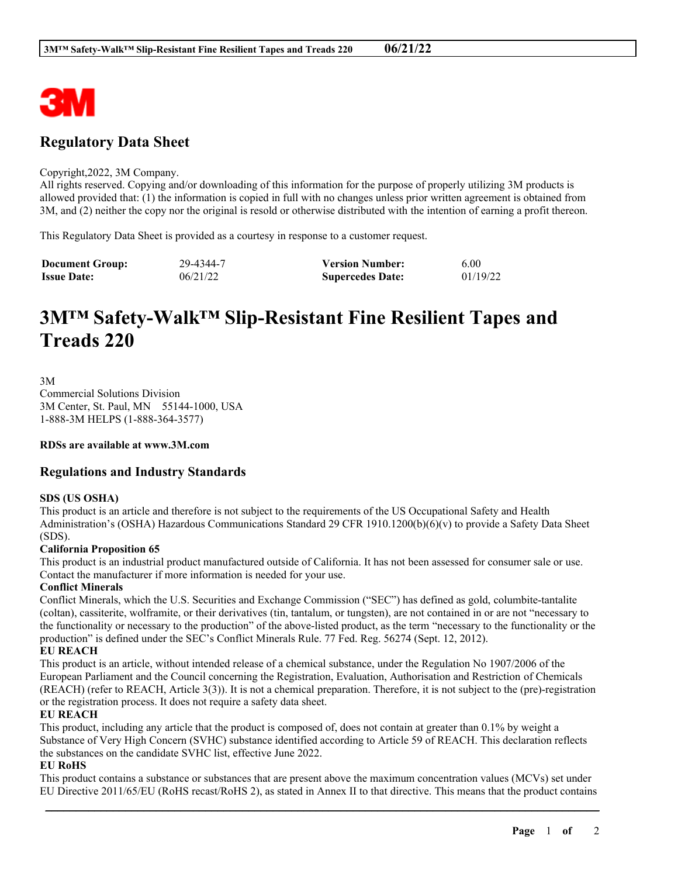## Regulatory Data Sheet

Copyright,2022, 3M Company.
All rights reserved. Copying and/or downloading of this information for the purpose of properly utilizing 3M products is allowed provided that: (1) the information is copied in full with no changes unless prior written agreement is obtained from 3M, and (2) neither the copy nor the original is resold or otherwise distributed with the intention of earning a profit thereon.

This Regulatory Data Sheet is provided as a courtesy in response to a customer request.

| | | | |
|---|---|---|---|
| **Document Group:** | 29-4344-7 | **Version Number:** | 6.00 |
| **Issue Date:** | 06/21/22 | **Supercedes Date:** | 01/19/22 |

# 3M™ Safety-Walk™ Slip-Resistant Fine Resilient Tapes and Treads 220

3M
Commercial Solutions Division
3M Center, St. Paul, MN 55144-1000, USA
1-888-3M HELPS (1-888-364-3577)

**RDSs are available at www.3M.com**

## Regulations and Industry Standards

**SDS (US OSHA)**
This product is an article and therefore is not subject to the requirements of the US Occupational Safety and Health Administration's (OSHA) Hazardous Communications Standard 29 CFR 1910.1200(b)(6)(v) to provide a Safety Data Sheet (SDS).

**California Proposition 65**
This product is an industrial product manufactured outside of California. It has not been assessed for consumer sale or use. Contact the manufacturer if more information is needed for your use.

**Conflict Minerals**
Conflict Minerals, which the U.S. Securities and Exchange Commission ("SEC") has defined as gold, columbite-tantalite (coltan), cassiterite, wolframite, or their derivatives (tin, tantalum, or tungsten), are not contained in or are not "necessary to the functionality or necessary to the production" of the above-listed product, as the term "necessary to the functionality or the production" is defined under the SEC's Conflict Minerals Rule. 77 Fed. Reg. 56274 (Sept. 12, 2012).

**EU REACH**
This product is an article, without intended release of a chemical substance, under the Regulation No 1907/2006 of the European Parliament and the Council concerning the Registration, Evaluation, Authorisation and Restriction of Chemicals (REACH) (refer to REACH, Article 3(3)). It is not a chemical preparation. Therefore, it is not subject to the (pre)-registration or the registration process. It does not require a safety data sheet.

**EU REACH**
This product, including any article that the product is composed of, does not contain at greater than 0.1% by weight a Substance of Very High Concern (SVHC) substance identified according to Article 59 of REACH. This declaration reflects the substances on the candidate SVHC list, effective June 2022.

**EU RoHS**
This product contains a substance or substances that are present above the maximum concentration values (MCVs) set under EU Directive 2011/65/EU (RoHS recast/RoHS 2), as stated in Annex II to that directive. This means that the product contains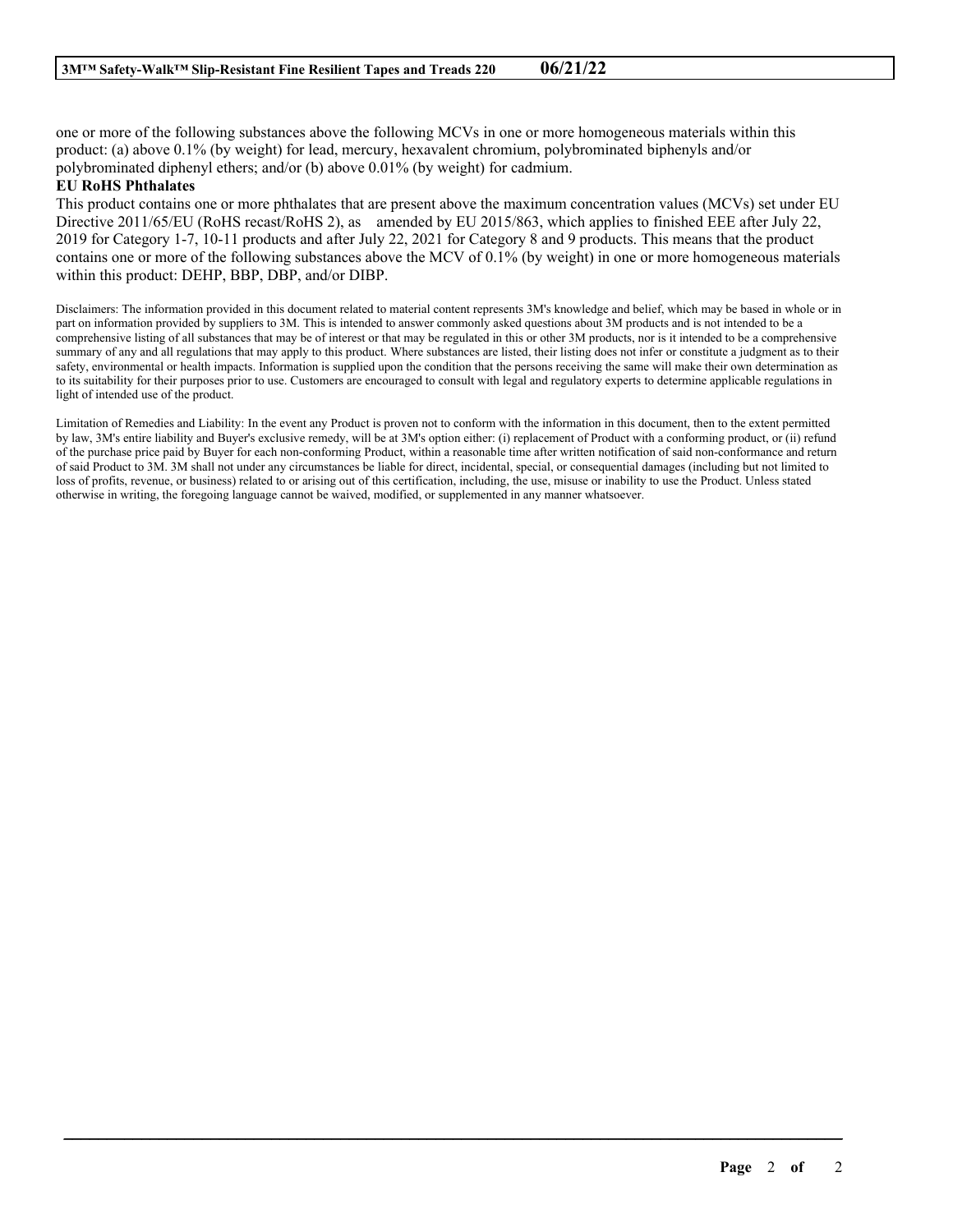one or more of the following substances above the following MCVs in one or more homogeneous materials within this product: (a) above 0.1% (by weight) for lead, mercury, hexavalent chromium, polybrominated biphenyls and/or polybrominated diphenyl ethers; and/or (b) above 0.01% (by weight) for cadmium.

**EU RoHS Phthalates**

This product contains one or more phthalates that are present above the maximum concentration values (MCVs) set under EU Directive 2011/65/EU (RoHS recast/RoHS 2), as amended by EU 2015/863, which applies to finished EEE after July 22, 2019 for Category 1-7, 10-11 products and after July 22, 2021 for Category 8 and 9 products. This means that the product contains one or more of the following substances above the MCV of 0.1% (by weight) in one or more homogeneous materials within this product: DEHP, BBP, DBP, and/or DIBP.

Disclaimers: The information provided in this document related to material content represents 3M's knowledge and belief, which may be based in whole or in part on information provided by suppliers to 3M. This is intended to answer commonly asked questions about 3M products and is not intended to be a comprehensive listing of all substances that may be of interest or that may be regulated in this or other 3M products, nor is it intended to be a comprehensive summary of any and all regulations that may apply to this product. Where substances are listed, their listing does not infer or constitute a judgment as to their safety, environmental or health impacts. Information is supplied upon the condition that the persons receiving the same will make their own determination as to its suitability for their purposes prior to use. Customers are encouraged to consult with legal and regulatory experts to determine applicable regulations in light of intended use of the product.

Limitation of Remedies and Liability: In the event any Product is proven not to conform with the information in this document, then to the extent permitted by law, 3M's entire liability and Buyer's exclusive remedy, will be at 3M's option either: (i) replacement of Product with a conforming product, or (ii) refund of the purchase price paid by Buyer for each non-conforming Product, within a reasonable time after written notification of said non-conformance and return of said Product to 3M. 3M shall not under any circumstances be liable for direct, incidental, special, or consequential damages (including but not limited to loss of profits, revenue, or business) related to or arising out of this certification, including, the use, misuse or inability to use the Product. Unless stated otherwise in writing, the foregoing language cannot be waived, modified, or supplemented in any manner whatsoever.